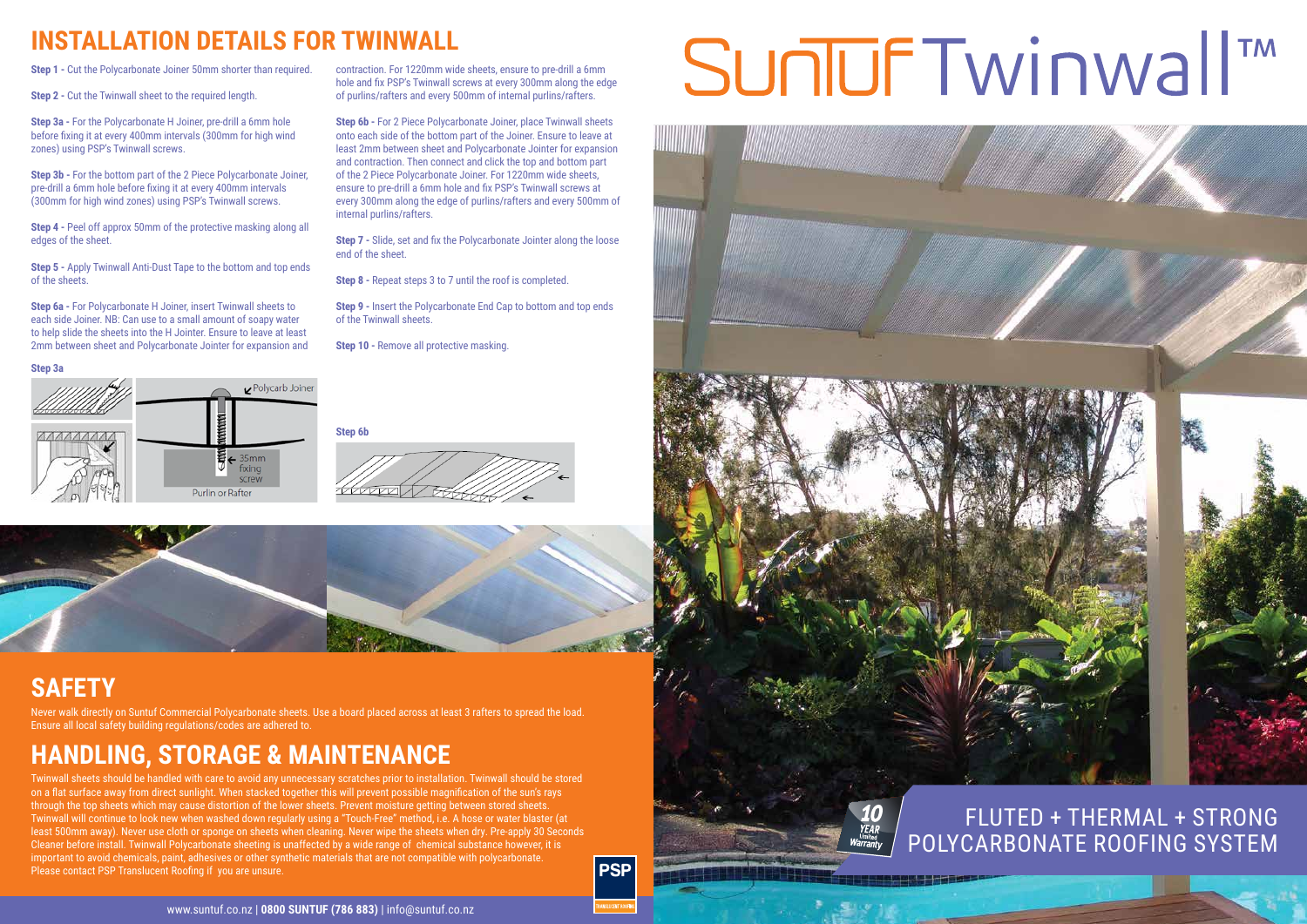# INSTALLATION DETAILS FOR TWINWALL

**Step 1 -** Cut the Polycarbonate Joiner 50mm shorter than required.

**Step 2 -** Cut the Twinwall sheet to the required length.

**Step 3a -** For the Polycarbonate H Joiner, pre-drill a 6mm hole before fixing it at every 400mm intervals (300mm for high wind zones) using PSP's Twinwall screws.

**Step 3b -** For the bottom part of the 2 Piece Polycarbonate Joiner, pre-drill a 6mm hole before fixing it at every 400mm intervals (300mm for high wind zones) using PSP's Twinwall screws.

**Step 4 -** Peel off approx 50mm of the protective masking along all edges of the sheet.

**Step 5 -** Apply Twinwall Anti-Dust Tape to the bottom and top ends of the sheets.

**Step 6a -** For Polycarbonate H Joiner, insert Twinwall sheets to each side Joiner. NB: Can use to a small amount of soapy water to help slide the sheets into the H Jointer. Ensure to leave at least 2mm between sheet and Polycarbonate Jointer for expansion and contraction. For 1220mm wide sheets, ensure to pre-drill a 6mm hole and fix PSP's Twinwall screws at every 300mm along the edge of purlins/rafters and every 500mm of internal purlins/rafters.

**Step 6b -** For 2 Piece Polycarbonate Joiner, place Twinwall sheets onto each side of the bottom part of the Joiner. Ensure to leave at least 2mm between sheet and Polycarbonate Jointer for expansion and contraction. Then connect and click the top and bottom part of the 2 Piece Polycarbonate Joiner. For 1220mm wide sheets, ensure to pre-drill a 6mm hole and fix PSP's Twinwall screws at every 300mm along the edge of purlins/rafters and every 500mm of internal purlins/rafters.

**Step 7 -** Slide, set and fix the Polycarbonate Jointer along the loose end of the sheet.

**Step 8 -** Repeat steps 3 to 7 until the roof is completed.

**Step 9 -** Insert the Polycarbonate End Cap to bottom and top ends of the Twinwall sheets.

**Step 10 -** Remove all protective masking.

**Step 3a**

Polycarb Joiner

35mm fixing screw

Purlin or Rafter

**Step 6b**

# SAFETY

Never walk directly on Suntuf Commercial Polycarbonate sheets. Use a board placed across at least 3 rafters to spread the load. Ensure all local safety building regulations/codes are adhered to.

# HANDLING, STORAGE & MAINTENANCE

Twinwall sheets should be handled with care to avoid any unnecessary scratches prior to installation. Twinwall should be stored on a flat surface away from direct sunlight. When stacked together this will prevent possible magnification of the sun's rays through the top sheets which may cause distortion of the lower sheets. Prevent moisture getting between stored sheets. Twinwall will continue to look new when washed down regularly using a "Touch-Free" method, i.e. A hose or water blaster (at least 500mm away). Never use cloth or sponge on sheets when cleaning. Never wipe the sheets when dry. Pre-apply 30 Seconds Cleaner before install. Twinwall Polycarbonate sheeting is unaffected by a wide range of chemical substance however, it is important to avoid chemicals, paint, adhesives or other synthetic materials that are not compatible with polycarbonate. Please contact PSP Translucent Roofing if you are unsure.

www.suntuf.co.nz | **0800 SUNTUF (786 883)** | info@suntuf.co.nz

# SunTuf Twinwall™

10 YEAR Limited Warranty

## FLUTED + THERMAL + STRONG POLYCARBONATE ROOFING SYSTEM

PSP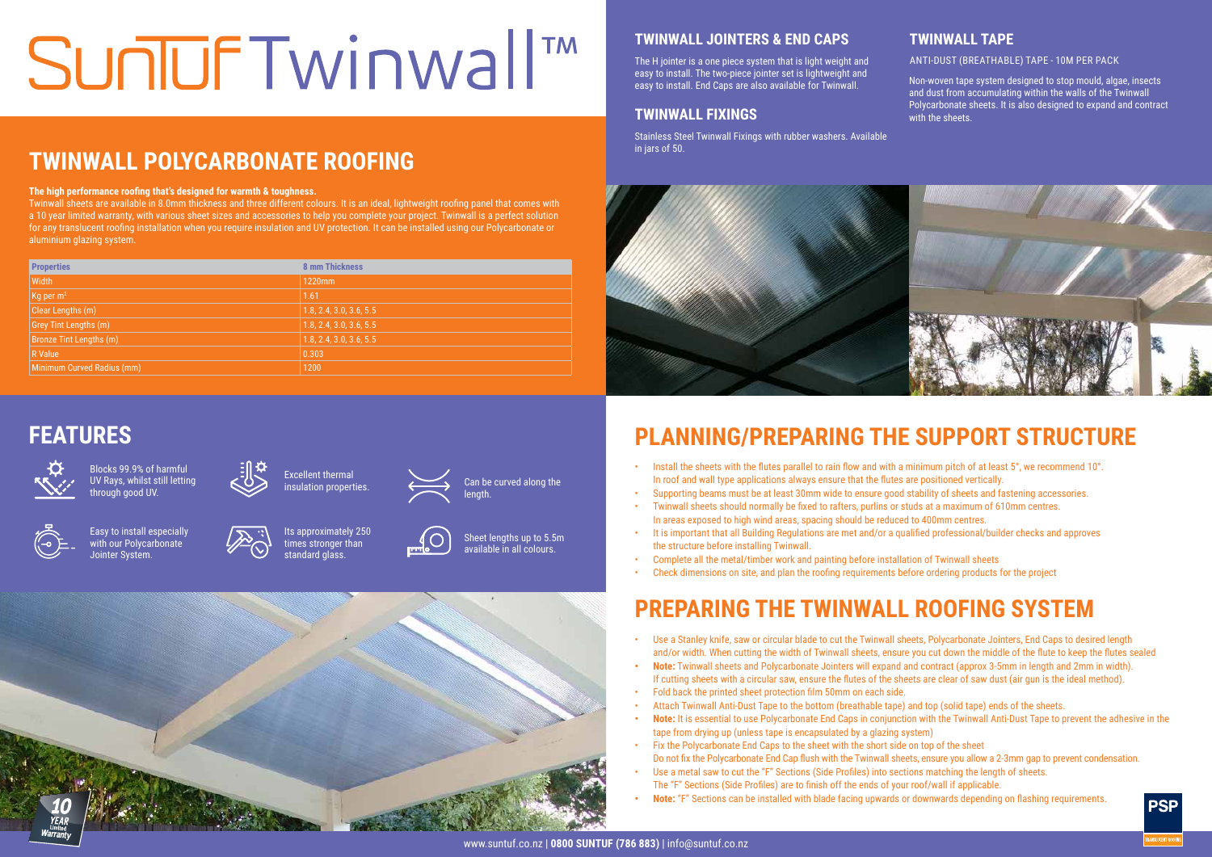# SunTuf Twinwall™

## TWINWALL POLYCARBONATE ROOFING

**The high performance roofing that's designed for warmth & toughness.**

Twinwall sheets are available in 8.0mm thickness and three different colours. It is an ideal, lightweight roofing panel that comes with a 10 year limited warranty, with various sheet sizes and accessories to help you complete your project. Twinwall is a perfect solution for any translucent roofing installation when you require insulation and UV protection. It can be installed using our Polycarbonate or aluminium glazing system.

| Properties | 8 mm Thickness |
|---|---|
| Width | 1220mm |
| Kg per $m^2$ | 1.61 |
| Clear Lengths (m) | 1.8, 2.4, 3.0, 3.6, 5.5 |
| Grey Tint Lengths (m) | 1.8, 2.4, 3.0, 3.6, 5.5 |
| Bronze Tint Lengths (m) | 1.8, 2.4, 3.0, 3.6, 5.5 |
| R Value | 0.303 |
| Minimum Curved Radius (mm) | 1200 |

## FEATURES

- Blocks 99.9% of harmful UV Rays, whilst still letting through good UV.
- Excellent thermal insulation properties.
- Can be curved along the length.
- Easy to install especially with our Polycarbonate Jointer System.
- Its approximately 250 times stronger than standard glass.
- Sheet lengths up to 5.5m available in all colours.

10 YEAR Limited Warranty

## TWINWALL JOINTERS & END CAPS

The H jointer is a one piece system that is light weight and easy to install. The two-piece jointer set is lightweight and easy to install. End Caps are also available for Twinwall.

## TWINWALL FIXINGS

Stainless Steel Twinwall Fixings with rubber washers. Available in jars of 50.

## TWINWALL TAPE

ANTI-DUST (BREATHABLE) TAPE - 10M PER PACK

Non-woven tape system designed to stop mould, algae, insects and dust from accumulating within the walls of the Twinwall Polycarbonate sheets. It is also designed to expand and contract with the sheets.

## PLANNING/PREPARING THE SUPPORT STRUCTURE

- Install the sheets with the flutes parallel to rain flow and with a minimum pitch of at least 5°, we recommend 10°. In roof and wall type applications always ensure that the flutes are positioned vertically.
- Supporting beams must be at least 30mm wide to ensure good stability of sheets and fastening accessories.
- Twinwall sheets should normally be fixed to rafters, purlins or studs at a maximum of 610mm centres. In areas exposed to high wind areas, spacing should be reduced to 400mm centres.
- It is important that all Building Regulations are met and/or a qualified professional/builder checks and approves the structure before installing Twinwall.
- Complete all the metal/timber work and painting before installation of Twinwall sheets
- Check dimensions on site, and plan the roofing requirements before ordering products for the project

## PREPARING THE TWINWALL ROOFING SYSTEM

- Use a Stanley knife, saw or circular blade to cut the Twinwall sheets, Polycarbonate Jointers, End Caps to desired length and/or width. When cutting the width of Twinwall sheets, ensure you cut down the middle of the flute to keep the flutes sealed
- **Note:** Twinwall sheets and Polycarbonate Jointers will expand and contract (approx 3-5mm in length and 2mm in width). If cutting sheets with a circular saw, ensure the flutes of the sheets are clear of saw dust (air gun is the ideal method).
- Fold back the printed sheet protection film 50mm on each side.
- Attach Twinwall Anti-Dust Tape to the bottom (breathable tape) and top (solid tape) ends of the sheets.
- **Note:** It is essential to use Polycarbonate End Caps in conjunction with the Twinwall Anti-Dust Tape to prevent the adhesive in the tape from drying up (unless tape is encapsulated by a glazing system)
- Fix the Polycarbonate End Caps to the sheet with the short side on top of the sheet. Do not fix the Polycarbonate End Cap flush with the Twinwall sheets, ensure you allow a 2-3mm gap to prevent condensation.
- Use a metal saw to cut the "F" Sections (Side Profiles) into sections matching the length of sheets. The "F" Sections (Side Profiles) are to finish off the ends of your roof/wall if applicable.
- **Note:** "F" Sections can be installed with blade facing upwards or downwards depending on flashing requirements.

www.suntuf.co.nz | **0800 SUNTUF (786 883)** | info@suntuf.co.nz